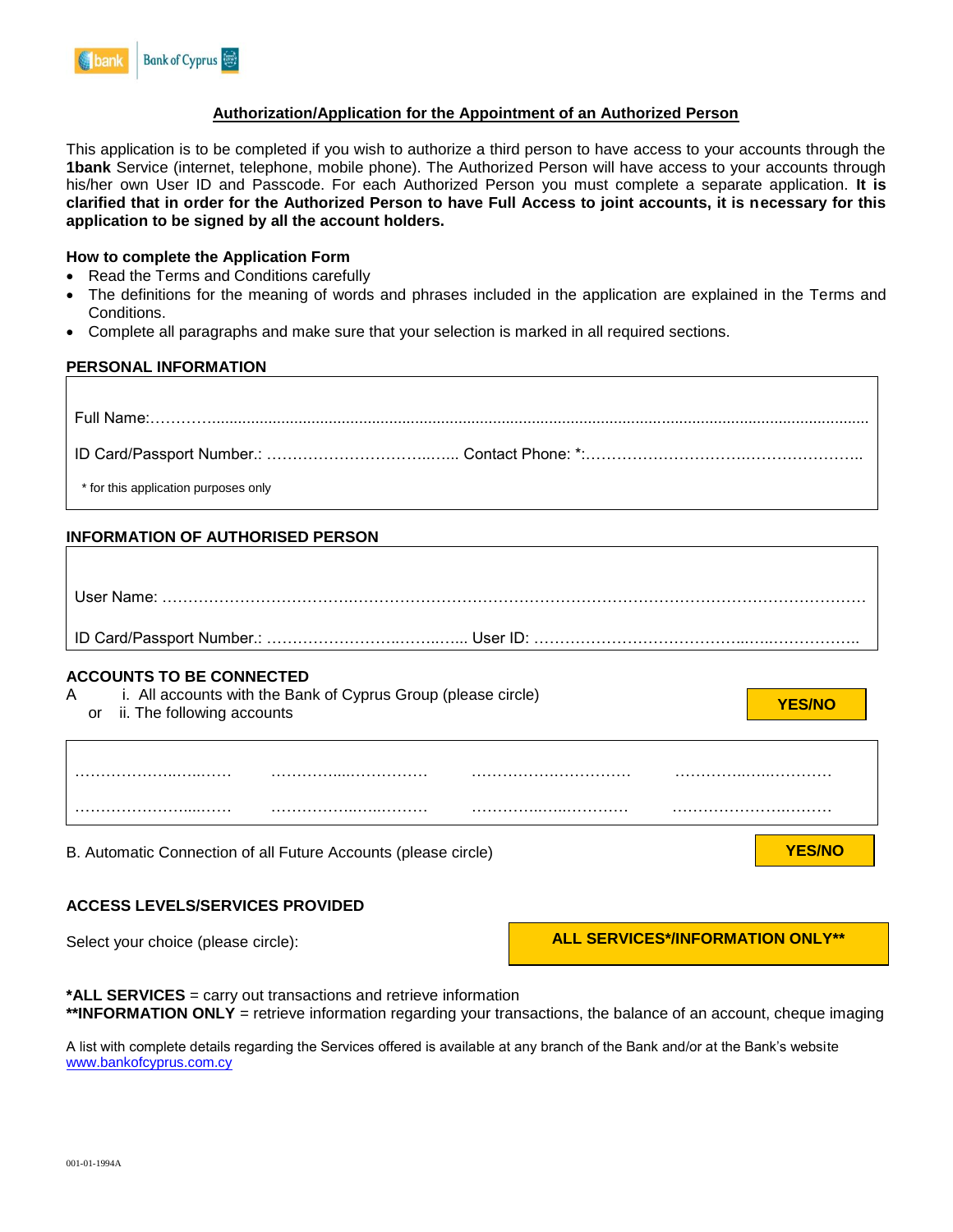## Authorization/Application for the Appointment of an Authorized Person

This application is to be completed if you wish to authorize a third person to have access to your accounts through the **1bank** Service (internet, telephone, mobile phone). The Authorized Person will have access to your accounts through his/her own User ID and Passcode. For each Authorized Person you must complete a separate application. **It is clarified that in order for the Authorized Person to have Full Access to joint accounts, it is necessary for this application to be signed by all the account holders.**

**How to complete the Application Form**

- Read the Terms and Conditions carefully
- The definitions for the meaning of words and phrases included in the application are explained in the Terms and Conditions.
- Complete all paragraphs and make sure that your selection is marked in all required sections.

### PERSONAL INFORMATION

Full Name:……………………………………………………………………………………………………………

ID Card/Passport Number.: ……………………………….….. Contact Phone: *:……………………………………………..

* for this application purposes only

### INFORMATION OF AUTHORISED PERSON

User Name: ……………………………………………………………………………………………………………

ID Card/Passport Number.: ………………………..……..….... User ID: …………………………………...…..……………..

### ACCOUNTS TO BE CONNECTED

A i. All accounts with the Bank of Cyprus Group (please circle) **YES/NO**

or ii. The following accounts

| | | | |
|---|---|---|---|
| …………………..….….…. | ……………....……………. | ………………….…………. | ……………..…...…………. |
| ……………………....……. | ……………..…...………. | …………..…...…………. | ……………………..………. |

B. Automatic Connection of all Future Accounts (please circle) **YES/NO**

### ACCESS LEVELS/SERVICES PROVIDED

Select your choice (please circle): **ALL SERVICES*/INFORMATION ONLY****

***ALL SERVICES** = carry out transactions and retrieve information

****INFORMATION ONLY** = retrieve information regarding your transactions, the balance of an account, cheque imaging

A list with complete details regarding the Services offered is available at any branch of the Bank and/or at the Bank's website [www.bankofcyprus.com.cy](http://www.bankofcyprus.com.cy)

001-01-1994A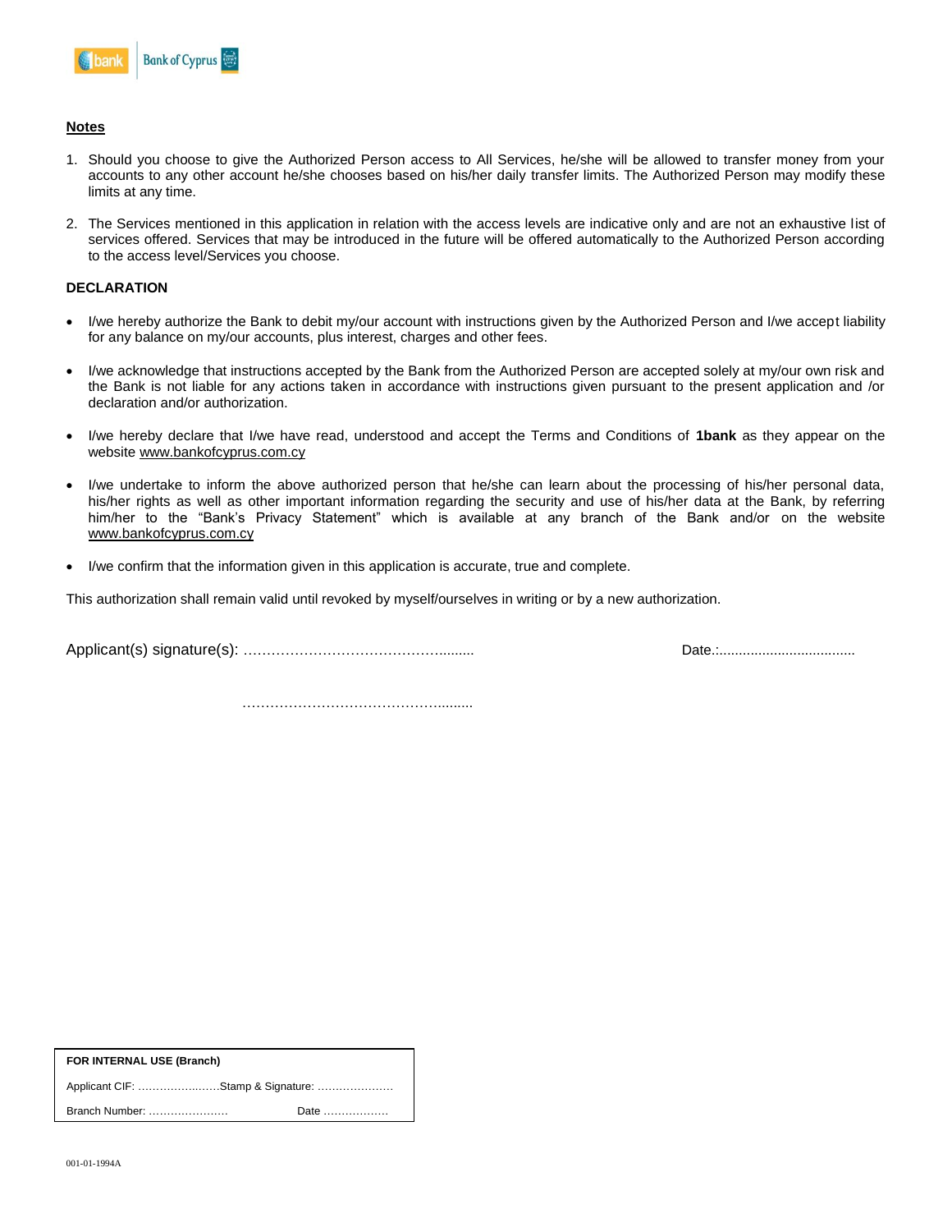**Notes**

1. Should you choose to give the Authorized Person access to All Services, he/she will be allowed to transfer money from your accounts to any other account he/she chooses based on his/her daily transfer limits. The Authorized Person may modify these limits at any time.

2. The Services mentioned in this application in relation with the access levels are indicative only and are not an exhaustive list of services offered. Services that may be introduced in the future will be offered automatically to the Authorized Person according to the access level/Services you choose.

**DECLARATION**

- I/we hereby authorize the Bank to debit my/our account with instructions given by the Authorized Person and I/we accept liability for any balance on my/our accounts, plus interest, charges and other fees.

- I/we acknowledge that instructions accepted by the Bank from the Authorized Person are accepted solely at my/our own risk and the Bank is not liable for any actions taken in accordance with instructions given pursuant to the present application and /or declaration and/or authorization.

- I/we hereby declare that I/we have read, understood and accept the Terms and Conditions of **1bank** as they appear on the website www.bankofcyprus.com.cy

- I/we undertake to inform the above authorized person that he/she can learn about the processing of his/her personal data, his/her rights as well as other important information regarding the security and use of his/her data at the Bank, by referring him/her to the "Bank's Privacy Statement" which is available at any branch of the Bank and/or on the website www.bankofcyprus.com.cy

- I/we confirm that the information given in this application is accurate, true and complete.

This authorization shall remain valid until revoked by myself/ourselves in writing or by a new authorization.

Applicant(s) signature(s): ……………………………………......... Date.:...................................

…………………………………….........

| FOR INTERNAL USE (Branch) | |
|---|---|
| Applicant CIF: ………………….... | Stamp & Signature: ………………… |
| Branch Number: …………………. | Date ……………… |

001-01-1994A